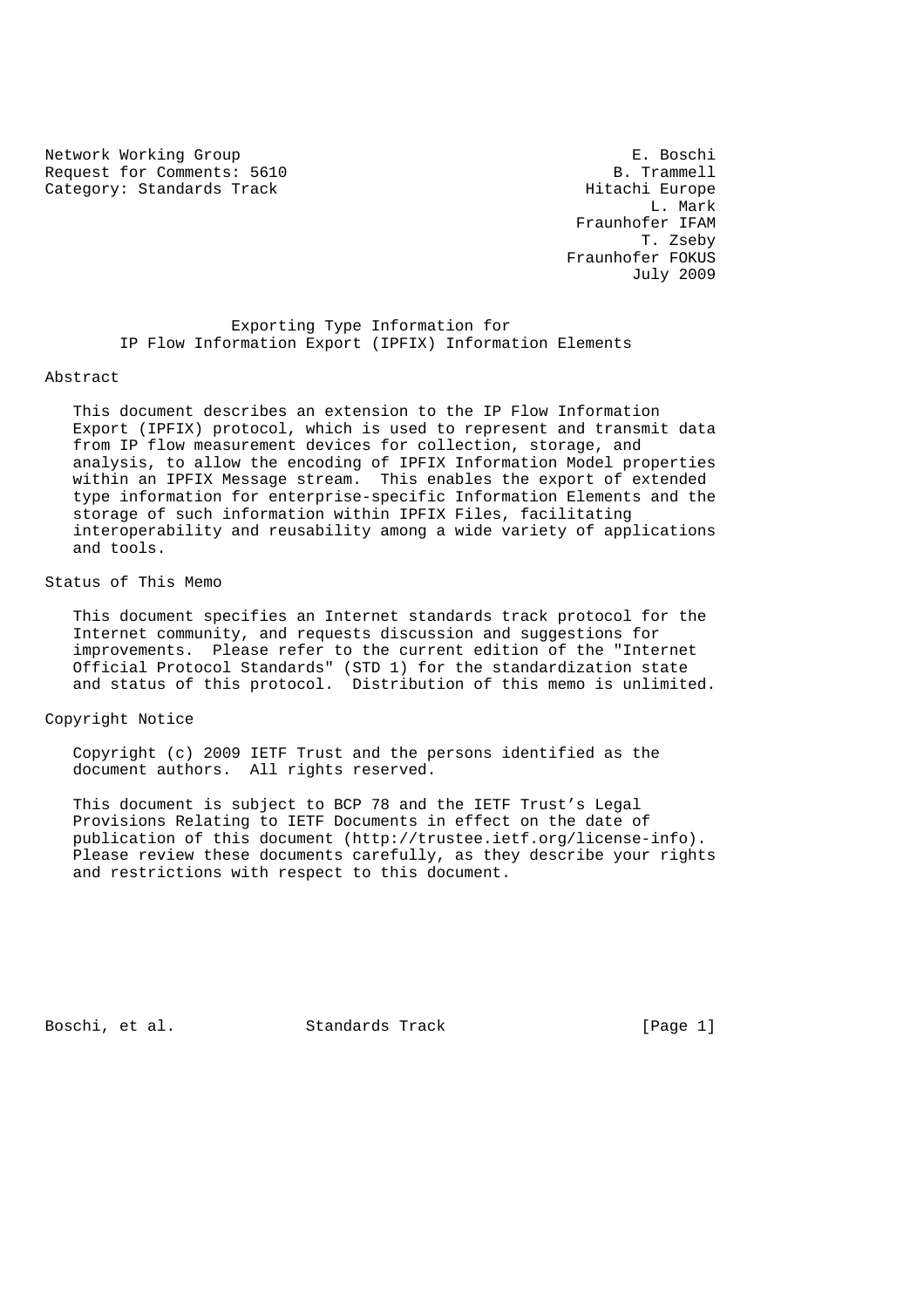Network Working Group E. Boschi
Request for Comments: 5610 B. Trammell
Category: Standards Track Hitachi Europe
L. Mark
Fraunhofer IFAM
T. Zseby
Fraunhofer FOKUS
July 2009

# Exporting Type Information for IP Flow Information Export (IPFIX) Information Elements

## Abstract

This document describes an extension to the IP Flow Information Export (IPFIX) protocol, which is used to represent and transmit data from IP flow measurement devices for collection, storage, and analysis, to allow the encoding of IPFIX Information Model properties within an IPFIX Message stream. This enables the export of extended type information for enterprise-specific Information Elements and the storage of such information within IPFIX Files, facilitating interoperability and reusability among a wide variety of applications and tools.

## Status of This Memo

This document specifies an Internet standards track protocol for the Internet community, and requests discussion and suggestions for improvements. Please refer to the current edition of the "Internet Official Protocol Standards" (STD 1) for the standardization state and status of this protocol. Distribution of this memo is unlimited.

## Copyright Notice

Copyright (c) 2009 IETF Trust and the persons identified as the document authors. All rights reserved.

This document is subject to BCP 78 and the IETF Trust's Legal Provisions Relating to IETF Documents in effect on the date of publication of this document (http://trustee.ietf.org/license-info). Please review these documents carefully, as they describe your rights and restrictions with respect to this document.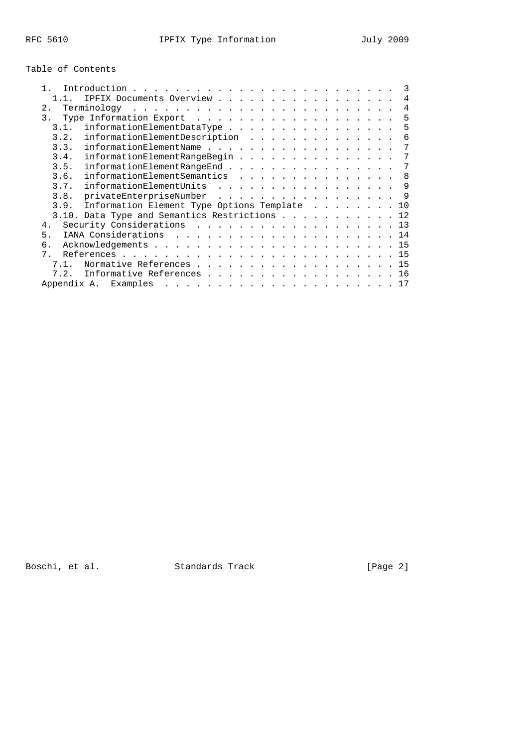Table of Contents

```
   1.  Introduction . . . . . . . . . . . . . . . . . . . . . . . . .  3
     1.1.  IPFIX Documents Overview . . . . . . . . . . . . . . . . .  4
   2.  Terminology  . . . . . . . . . . . . . . . . . . . . . . . . .  4
   3.  Type Information Export  . . . . . . . . . . . . . . . . . . .  5
     3.1.  informationElementDataType . . . . . . . . . . . . . . . .  5
     3.2.  informationElementDescription  . . . . . . . . . . . . . .  6
     3.3.  informationElementName . . . . . . . . . . . . . . . . . .  7
     3.4.  informationElementRangeBegin . . . . . . . . . . . . . . .  7
     3.5.  informationElementRangeEnd . . . . . . . . . . . . . . . .  7
     3.6.  informationElementSemantics  . . . . . . . . . . . . . . .  8
     3.7.  informationElementUnits  . . . . . . . . . . . . . . . . .  9
     3.8.  privateEnterpriseNumber  . . . . . . . . . . . . . . . . .  9
     3.9.  Information Element Type Options Template  . . . . . . . . 10
     3.10. Data Type and Semantics Restrictions . . . . . . . . . . . 12
   4.  Security Considerations  . . . . . . . . . . . . . . . . . . . 13
   5.  IANA Considerations  . . . . . . . . . . . . . . . . . . . . . 14
   6.  Acknowledgements . . . . . . . . . . . . . . . . . . . . . . . 15
   7.  References . . . . . . . . . . . . . . . . . . . . . . . . . . 15
     7.1.  Normative References . . . . . . . . . . . . . . . . . . . 15
     7.2.  Informative References . . . . . . . . . . . . . . . . . . 16
   Appendix A.  Examples  . . . . . . . . . . . . . . . . . . . . . . 17
```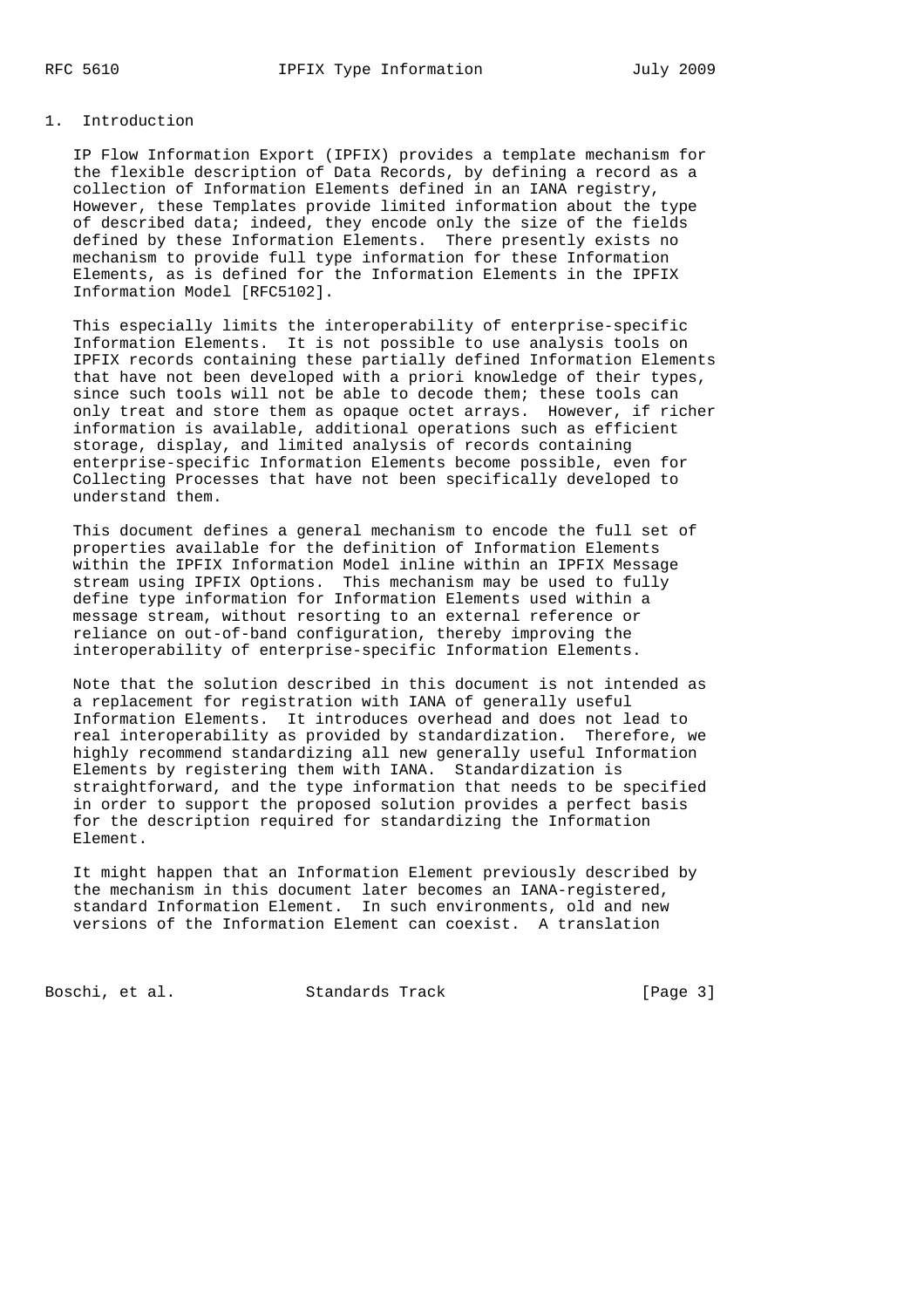# 1. Introduction

IP Flow Information Export (IPFIX) provides a template mechanism for the flexible description of Data Records, by defining a record as a collection of Information Elements defined in an IANA registry, However, these Templates provide limited information about the type of described data; indeed, they encode only the size of the fields defined by these Information Elements. There presently exists no mechanism to provide full type information for these Information Elements, as is defined for the Information Elements in the IPFIX Information Model [RFC5102].

This especially limits the interoperability of enterprise-specific Information Elements. It is not possible to use analysis tools on IPFIX records containing these partially defined Information Elements that have not been developed with a priori knowledge of their types, since such tools will not be able to decode them; these tools can only treat and store them as opaque octet arrays. However, if richer information is available, additional operations such as efficient storage, display, and limited analysis of records containing enterprise-specific Information Elements become possible, even for Collecting Processes that have not been specifically developed to understand them.

This document defines a general mechanism to encode the full set of properties available for the definition of Information Elements within the IPFIX Information Model inline within an IPFIX Message stream using IPFIX Options. This mechanism may be used to fully define type information for Information Elements used within a message stream, without resorting to an external reference or reliance on out-of-band configuration, thereby improving the interoperability of enterprise-specific Information Elements.

Note that the solution described in this document is not intended as a replacement for registration with IANA of generally useful Information Elements. It introduces overhead and does not lead to real interoperability as provided by standardization. Therefore, we highly recommend standardizing all new generally useful Information Elements by registering them with IANA. Standardization is straightforward, and the type information that needs to be specified in order to support the proposed solution provides a perfect basis for the description required for standardizing the Information Element.

It might happen that an Information Element previously described by the mechanism in this document later becomes an IANA-registered, standard Information Element. In such environments, old and new versions of the Information Element can coexist. A translation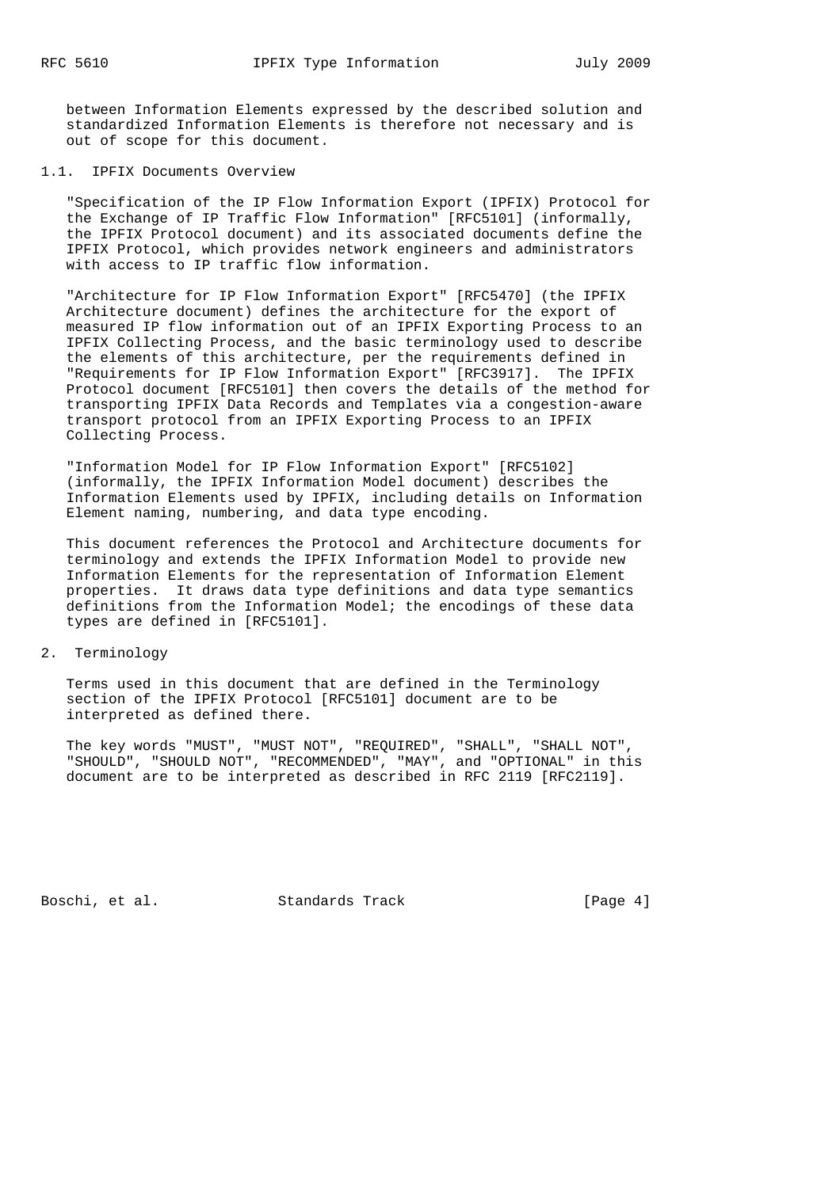between Information Elements expressed by the described solution and standardized Information Elements is therefore not necessary and is out of scope for this document.

## 1.1. IPFIX Documents Overview

"Specification of the IP Flow Information Export (IPFIX) Protocol for the Exchange of IP Traffic Flow Information" [RFC5101] (informally, the IPFIX Protocol document) and its associated documents define the IPFIX Protocol, which provides network engineers and administrators with access to IP traffic flow information.

"Architecture for IP Flow Information Export" [RFC5470] (the IPFIX Architecture document) defines the architecture for the export of measured IP flow information out of an IPFIX Exporting Process to an IPFIX Collecting Process, and the basic terminology used to describe the elements of this architecture, per the requirements defined in "Requirements for IP Flow Information Export" [RFC3917]. The IPFIX Protocol document [RFC5101] then covers the details of the method for transporting IPFIX Data Records and Templates via a congestion-aware transport protocol from an IPFIX Exporting Process to an IPFIX Collecting Process.

"Information Model for IP Flow Information Export" [RFC5102] (informally, the IPFIX Information Model document) describes the Information Elements used by IPFIX, including details on Information Element naming, numbering, and data type encoding.

This document references the Protocol and Architecture documents for terminology and extends the IPFIX Information Model to provide new Information Elements for the representation of Information Element properties. It draws data type definitions and data type semantics definitions from the Information Model; the encodings of these data types are defined in [RFC5101].

# 2. Terminology

Terms used in this document that are defined in the Terminology section of the IPFIX Protocol [RFC5101] document are to be interpreted as defined there.

The key words "MUST", "MUST NOT", "REQUIRED", "SHALL", "SHALL NOT", "SHOULD", "SHOULD NOT", "RECOMMENDED", "MAY", and "OPTIONAL" in this document are to be interpreted as described in RFC 2119 [RFC2119].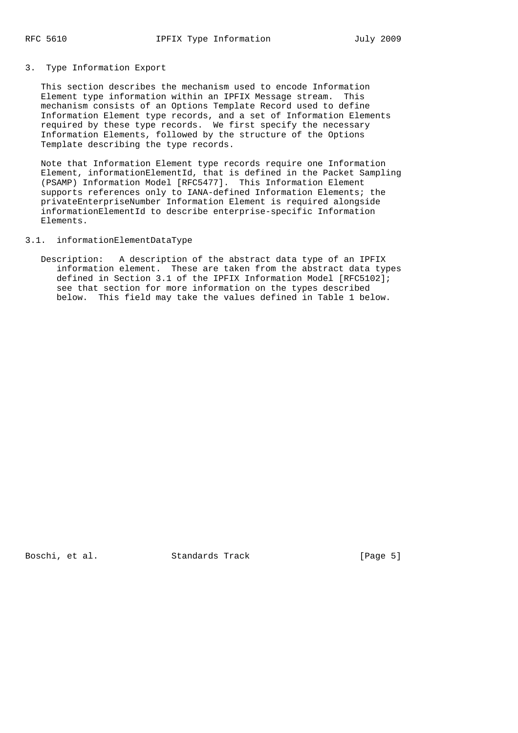## 3. Type Information Export

This section describes the mechanism used to encode Information Element type information within an IPFIX Message stream. This mechanism consists of an Options Template Record used to define Information Element type records, and a set of Information Elements required by these type records. We first specify the necessary Information Elements, followed by the structure of the Options Template describing the type records.

Note that Information Element type records require one Information Element, informationElementId, that is defined in the Packet Sampling (PSAMP) Information Model [RFC5477]. This Information Element supports references only to IANA-defined Information Elements; the privateEnterpriseNumber Information Element is required alongside informationElementId to describe enterprise-specific Information Elements.

### 3.1. informationElementDataType

Description: A description of the abstract data type of an IPFIX information element. These are taken from the abstract data types defined in Section 3.1 of the IPFIX Information Model [RFC5102]; see that section for more information on the types described below. This field may take the values defined in Table 1 below.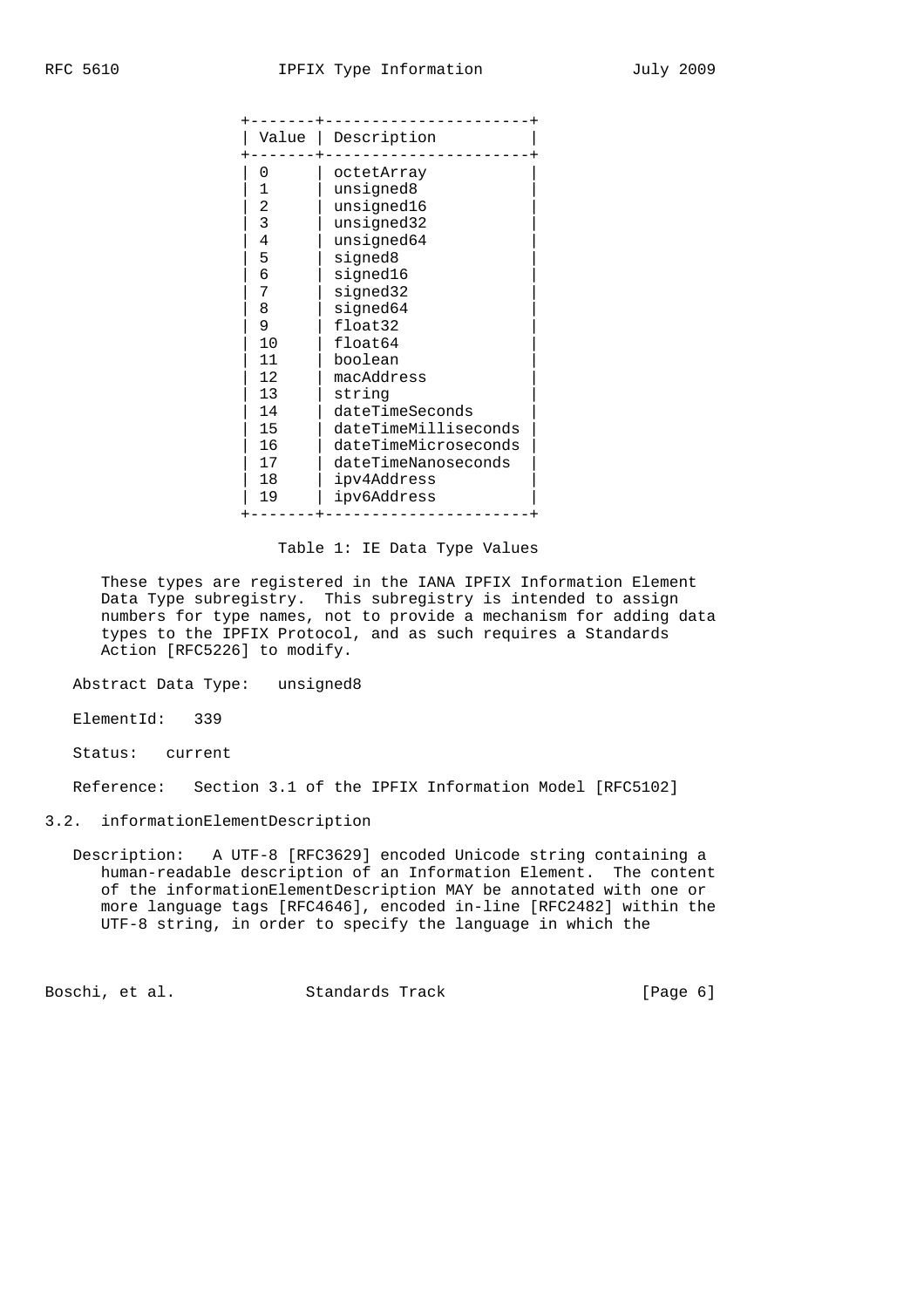| Value | Description |
|---|---|
| 0 | octetArray |
| 1 | unsigned8 |
| 2 | unsigned16 |
| 3 | unsigned32 |
| 4 | unsigned64 |
| 5 | signed8 |
| 6 | signed16 |
| 7 | signed32 |
| 8 | signed64 |
| 9 | float32 |
| 10 | float64 |
| 11 | boolean |
| 12 | macAddress |
| 13 | string |
| 14 | dateTimeSeconds |
| 15 | dateTimeMilliseconds |
| 16 | dateTimeMicroseconds |
| 17 | dateTimeNanoseconds |
| 18 | ipv4Address |
| 19 | ipv6Address |

Table 1: IE Data Type Values

These types are registered in the IANA IPFIX Information Element Data Type subregistry. This subregistry is intended to assign numbers for type names, not to provide a mechanism for adding data types to the IPFIX Protocol, and as such requires a Standards Action [RFC5226] to modify.

Abstract Data Type: unsigned8

ElementId: 339

Status: current

Reference: Section 3.1 of the IPFIX Information Model [RFC5102]

## 3.2. informationElementDescription

Description: A UTF-8 [RFC3629] encoded Unicode string containing a human-readable description of an Information Element. The content of the informationElementDescription MAY be annotated with one or more language tags [RFC4646], encoded in-line [RFC2482] within the UTF-8 string, in order to specify the language in which the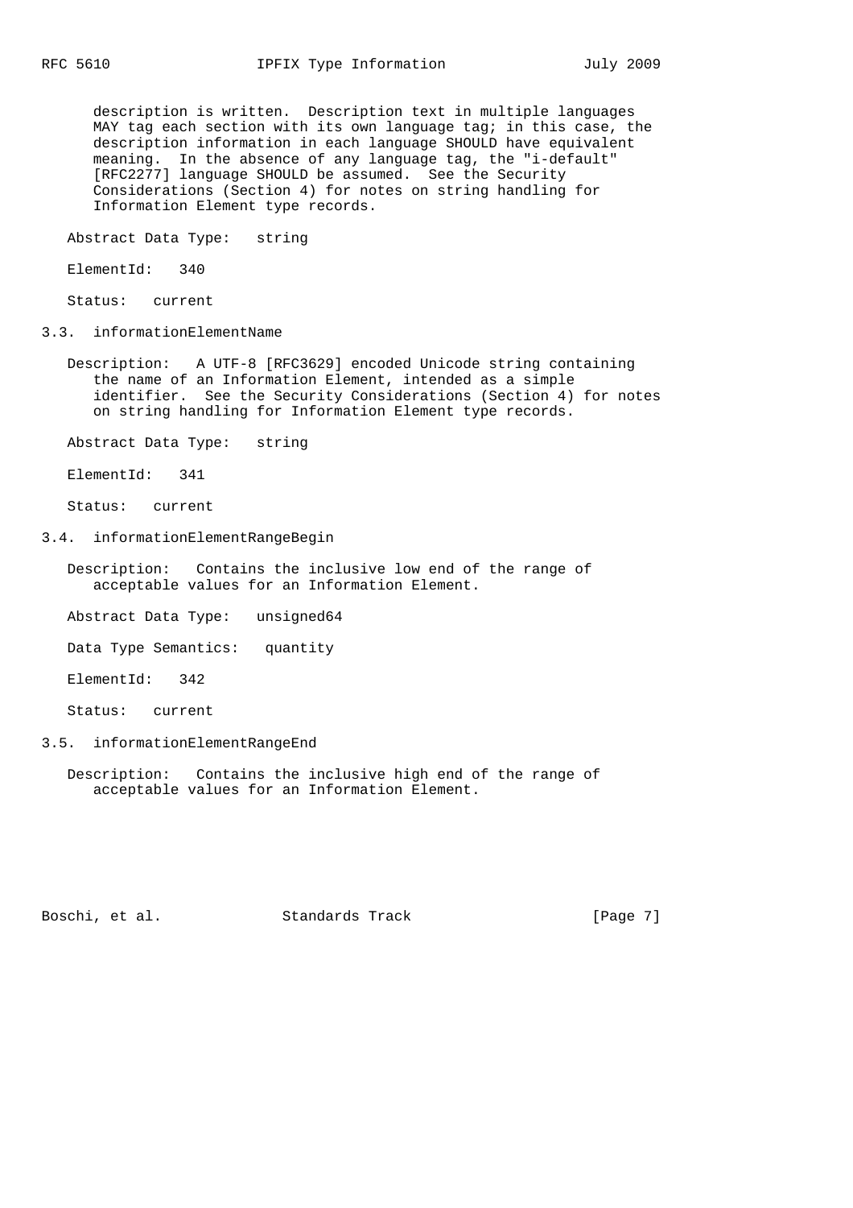description is written. Description text in multiple languages MAY tag each section with its own language tag; in this case, the description information in each language SHOULD have equivalent meaning. In the absence of any language tag, the "i-default" [RFC2277] language SHOULD be assumed. See the Security Considerations (Section 4) for notes on string handling for Information Element type records.

Abstract Data Type: string

ElementId: 340

Status: current

### 3.3. informationElementName

Description: A UTF-8 [RFC3629] encoded Unicode string containing the name of an Information Element, intended as a simple identifier. See the Security Considerations (Section 4) for notes on string handling for Information Element type records.

Abstract Data Type: string

ElementId: 341

Status: current

### 3.4. informationElementRangeBegin

Description: Contains the inclusive low end of the range of acceptable values for an Information Element.

Abstract Data Type: unsigned64

Data Type Semantics: quantity

ElementId: 342

Status: current

### 3.5. informationElementRangeEnd

Description: Contains the inclusive high end of the range of acceptable values for an Information Element.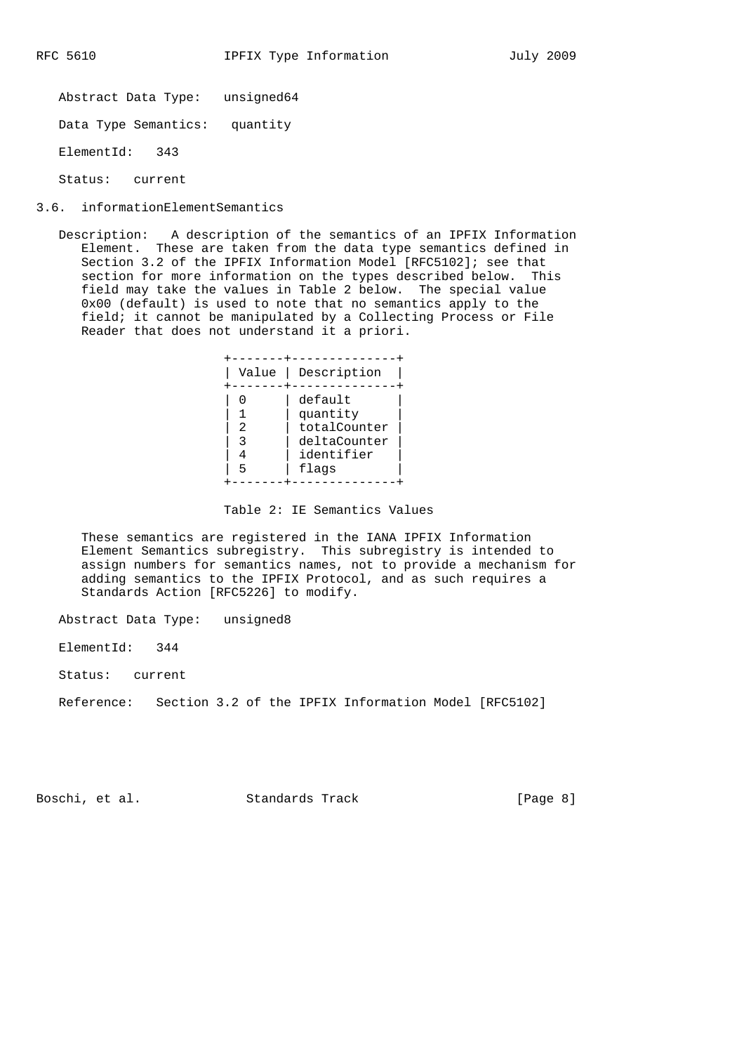Abstract Data Type: unsigned64

Data Type Semantics: quantity

ElementId: 343

Status: current

### 3.6. informationElementSemantics

Description: A description of the semantics of an IPFIX Information Element. These are taken from the data type semantics defined in Section 3.2 of the IPFIX Information Model [RFC5102]; see that section for more information on the types described below. This field may take the values in Table 2 below. The special value 0x00 (default) is used to note that no semantics apply to the field; it cannot be manipulated by a Collecting Process or File Reader that does not understand it a priori.

| Value | Description |
|---|---|
| 0 | default |
| 1 | quantity |
| 2 | totalCounter |
| 3 | deltaCounter |
| 4 | identifier |
| 5 | flags |

Table 2: IE Semantics Values

These semantics are registered in the IANA IPFIX Information Element Semantics subregistry. This subregistry is intended to assign numbers for semantics names, not to provide a mechanism for adding semantics to the IPFIX Protocol, and as such requires a Standards Action [RFC5226] to modify.

Abstract Data Type: unsigned8

ElementId: 344

Status: current

Reference: Section 3.2 of the IPFIX Information Model [RFC5102]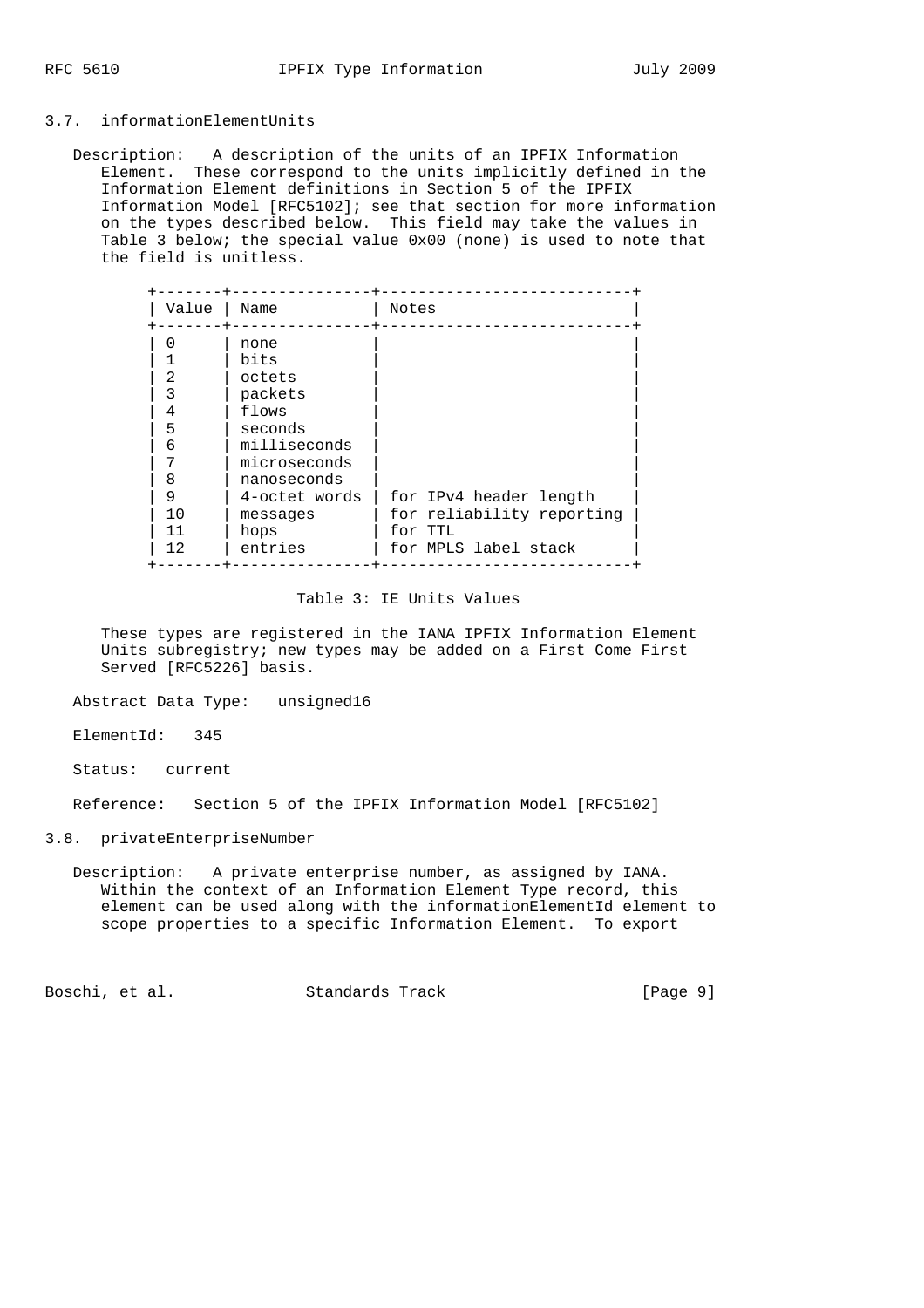### 3.7. informationElementUnits

Description: A description of the units of an IPFIX Information Element. These correspond to the units implicitly defined in the Information Element definitions in Section 5 of the IPFIX Information Model [RFC5102]; see that section for more information on the types described below. This field may take the values in Table 3 below; the special value 0x00 (none) is used to note that the field is unitless.

| Value | Name | Notes |
|---|---|---|
| 0 | none | |
| 1 | bits | |
| 2 | octets | |
| 3 | packets | |
| 4 | flows | |
| 5 | seconds | |
| 6 | milliseconds | |
| 7 | microseconds | |
| 8 | nanoseconds | |
| 9 | 4-octet words | for IPv4 header length |
| 10 | messages | for reliability reporting |
| 11 | hops | for TTL |
| 12 | entries | for MPLS label stack |

Table 3: IE Units Values

These types are registered in the IANA IPFIX Information Element Units subregistry; new types may be added on a First Come First Served [RFC5226] basis.

Abstract Data Type: unsigned16

ElementId: 345

Status: current

Reference: Section 5 of the IPFIX Information Model [RFC5102]

### 3.8. privateEnterpriseNumber

Description: A private enterprise number, as assigned by IANA. Within the context of an Information Element Type record, this element can be used along with the informationElementId element to scope properties to a specific Information Element. To export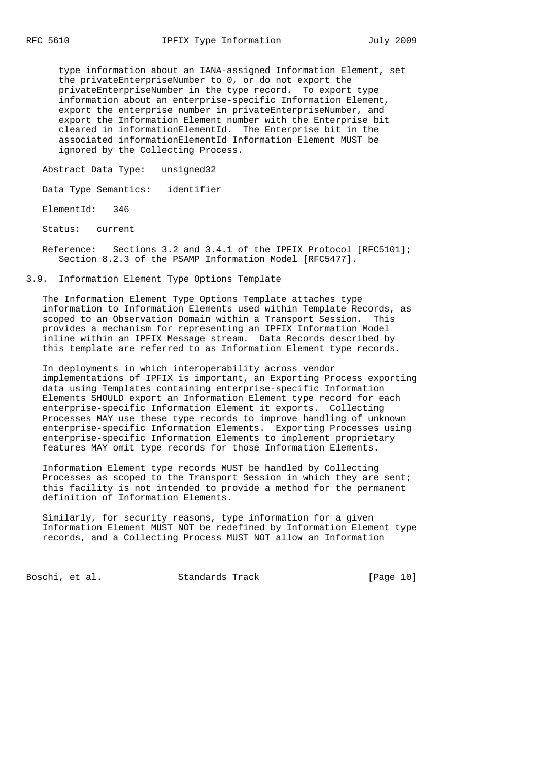type information about an IANA-assigned Information Element, set the privateEnterpriseNumber to 0, or do not export the privateEnterpriseNumber in the type record. To export type information about an enterprise-specific Information Element, export the enterprise number in privateEnterpriseNumber, and export the Information Element number with the Enterprise bit cleared in informationElementId. The Enterprise bit in the associated informationElementId Information Element MUST be ignored by the Collecting Process.

Abstract Data Type: unsigned32

Data Type Semantics: identifier

ElementId: 346

Status: current

Reference: Sections 3.2 and 3.4.1 of the IPFIX Protocol [RFC5101]; Section 8.2.3 of the PSAMP Information Model [RFC5477].

## 3.9. Information Element Type Options Template

The Information Element Type Options Template attaches type information to Information Elements used within Template Records, as scoped to an Observation Domain within a Transport Session. This provides a mechanism for representing an IPFIX Information Model inline within an IPFIX Message stream. Data Records described by this template are referred to as Information Element type records.

In deployments in which interoperability across vendor implementations of IPFIX is important, an Exporting Process exporting data using Templates containing enterprise-specific Information Elements SHOULD export an Information Element type record for each enterprise-specific Information Element it exports. Collecting Processes MAY use these type records to improve handling of unknown enterprise-specific Information Elements. Exporting Processes using enterprise-specific Information Elements to implement proprietary features MAY omit type records for those Information Elements.

Information Element type records MUST be handled by Collecting Processes as scoped to the Transport Session in which they are sent; this facility is not intended to provide a method for the permanent definition of Information Elements.

Similarly, for security reasons, type information for a given Information Element MUST NOT be redefined by Information Element type records, and a Collecting Process MUST NOT allow an Information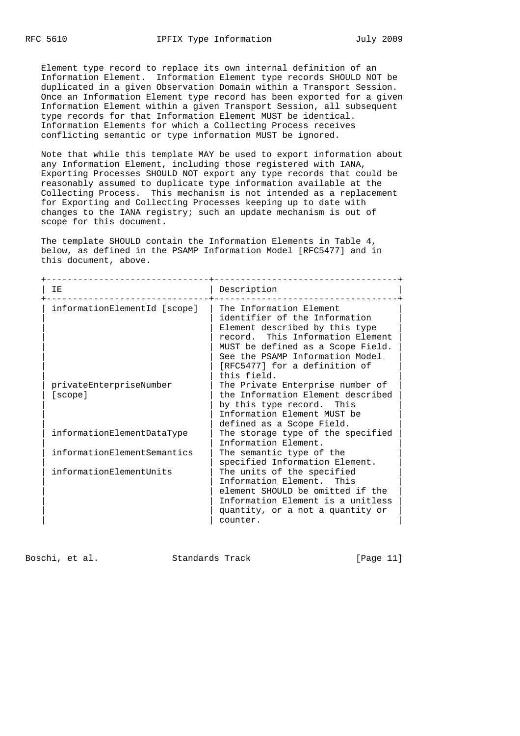Element type record to replace its own internal definition of an Information Element. Information Element type records SHOULD NOT be duplicated in a given Observation Domain within a Transport Session. Once an Information Element type record has been exported for a given Information Element within a given Transport Session, all subsequent type records for that Information Element MUST be identical. Information Elements for which a Collecting Process receives conflicting semantic or type information MUST be ignored.

Note that while this template MAY be used to export information about any Information Element, including those registered with IANA, Exporting Processes SHOULD NOT export any type records that could be reasonably assumed to duplicate type information available at the Collecting Process. This mechanism is not intended as a replacement for Exporting and Collecting Processes keeping up to date with changes to the IANA registry; such an update mechanism is out of scope for this document.

The template SHOULD contain the Information Elements in Table 4, below, as defined in the PSAMP Information Model [RFC5477] and in this document, above.

| IE | Description |
|---|---|
| informationElementId [scope] | The Information Element identifier of the Information Element described by this type record. This Information Element MUST be defined as a Scope Field. See the PSAMP Information Model [RFC5477] for a definition of this field. |
| privateEnterpriseNumber [scope] | The Private Enterprise number of the Information Element described by this type record. This Information Element MUST be defined as a Scope Field. |
| informationElementDataType | The storage type of the specified Information Element. |
| informationElementSemantics | The semantic type of the specified Information Element. |
| informationElementUnits | The units of the specified Information Element. This element SHOULD be omitted if the Information Element is a unitless quantity, or a not a quantity or counter. |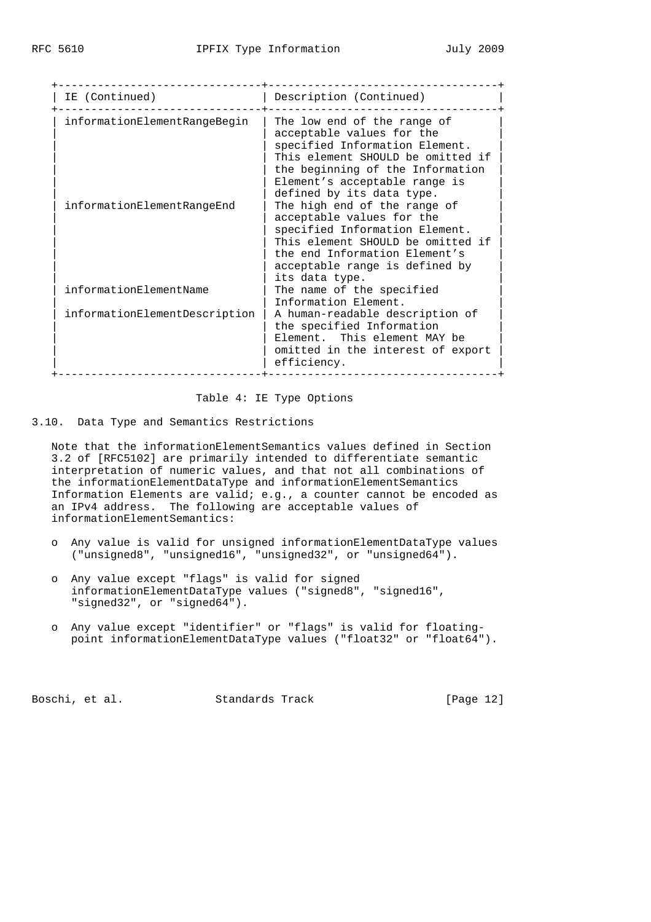| IE (Continued) | Description (Continued) |
| --- | --- |
| informationElementRangeBegin | The low end of the range of acceptable values for the specified Information Element. This element SHOULD be omitted if the beginning of the Information Element's acceptable range is defined by its data type. |
| informationElementRangeEnd | The high end of the range of acceptable values for the specified Information Element. This element SHOULD be omitted if the end Information Element's acceptable range is defined by its data type. |
| informationElementName | The name of the specified Information Element. |
| informationElementDescription | A human-readable description of the specified Information Element. This element MAY be omitted in the interest of export efficiency. |

Table 4: IE Type Options

## 3.10. Data Type and Semantics Restrictions

Note that the informationElementSemantics values defined in Section 3.2 of [RFC5102] are primarily intended to differentiate semantic interpretation of numeric values, and that not all combinations of the informationElementDataType and informationElementSemantics Information Elements are valid; e.g., a counter cannot be encoded as an IPv4 address. The following are acceptable values of informationElementSemantics:

- Any value is valid for unsigned informationElementDataType values ("unsigned8", "unsigned16", "unsigned32", or "unsigned64").
- Any value except "flags" is valid for signed informationElementDataType values ("signed8", "signed16", "signed32", or "signed64").
- Any value except "identifier" or "flags" is valid for floating-point informationElementDataType values ("float32" or "float64").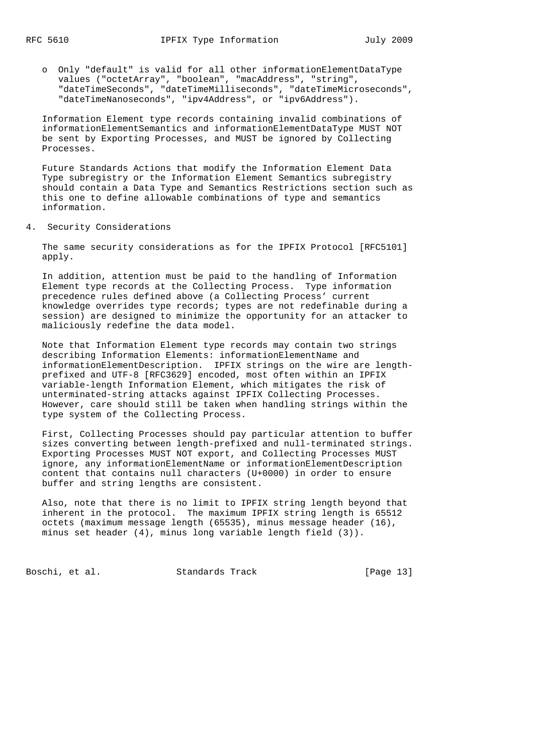- Only "default" is valid for all other informationElementDataType values ("octetArray", "boolean", "macAddress", "string", "dateTimeSeconds", "dateTimeMilliseconds", "dateTimeMicroseconds", "dateTimeNanoseconds", "ipv4Address", or "ipv6Address").

Information Element type records containing invalid combinations of informationElementSemantics and informationElementDataType MUST NOT be sent by Exporting Processes, and MUST be ignored by Collecting Processes.

Future Standards Actions that modify the Information Element Data Type subregistry or the Information Element Semantics subregistry should contain a Data Type and Semantics Restrictions section such as this one to define allowable combinations of type and semantics information.

## 4. Security Considerations

The same security considerations as for the IPFIX Protocol [RFC5101] apply.

In addition, attention must be paid to the handling of Information Element type records at the Collecting Process. Type information precedence rules defined above (a Collecting Process' current knowledge overrides type records; types are not redefinable during a session) are designed to minimize the opportunity for an attacker to maliciously redefine the data model.

Note that Information Element type records may contain two strings describing Information Elements: informationElementName and informationElementDescription. IPFIX strings on the wire are length-prefixed and UTF-8 [RFC3629] encoded, most often within an IPFIX variable-length Information Element, which mitigates the risk of unterminated-string attacks against IPFIX Collecting Processes. However, care should still be taken when handling strings within the type system of the Collecting Process.

First, Collecting Processes should pay particular attention to buffer sizes converting between length-prefixed and null-terminated strings. Exporting Processes MUST NOT export, and Collecting Processes MUST ignore, any informationElementName or informationElementDescription content that contains null characters (U+0000) in order to ensure buffer and string lengths are consistent.

Also, note that there is no limit to IPFIX string length beyond that inherent in the protocol. The maximum IPFIX string length is 65512 octets (maximum message length (65535), minus message header (16), minus set header (4), minus long variable length field (3)).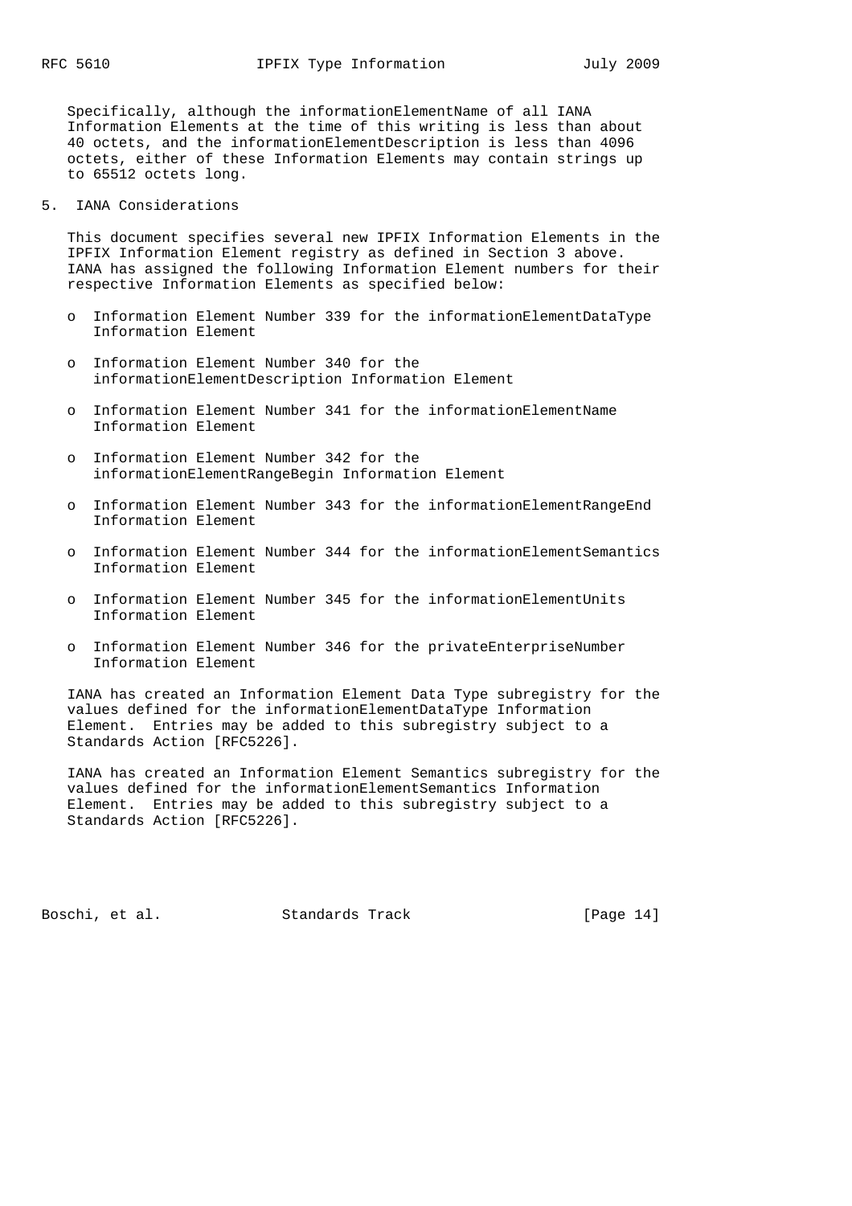Specifically, although the informationElementName of all IANA Information Elements at the time of this writing is less than about 40 octets, and the informationElementDescription is less than 4096 octets, either of these Information Elements may contain strings up to 65512 octets long.

## 5. IANA Considerations

This document specifies several new IPFIX Information Elements in the IPFIX Information Element registry as defined in Section 3 above. IANA has assigned the following Information Element numbers for their respective Information Elements as specified below:

- Information Element Number 339 for the informationElementDataType Information Element
- Information Element Number 340 for the informationElementDescription Information Element
- Information Element Number 341 for the informationElementName Information Element
- Information Element Number 342 for the informationElementRangeBegin Information Element
- Information Element Number 343 for the informationElementRangeEnd Information Element
- Information Element Number 344 for the informationElementSemantics Information Element
- Information Element Number 345 for the informationElementUnits Information Element
- Information Element Number 346 for the privateEnterpriseNumber Information Element

IANA has created an Information Element Data Type subregistry for the values defined for the informationElementDataType Information Element. Entries may be added to this subregistry subject to a Standards Action [RFC5226].

IANA has created an Information Element Semantics subregistry for the values defined for the informationElementSemantics Information Element. Entries may be added to this subregistry subject to a Standards Action [RFC5226].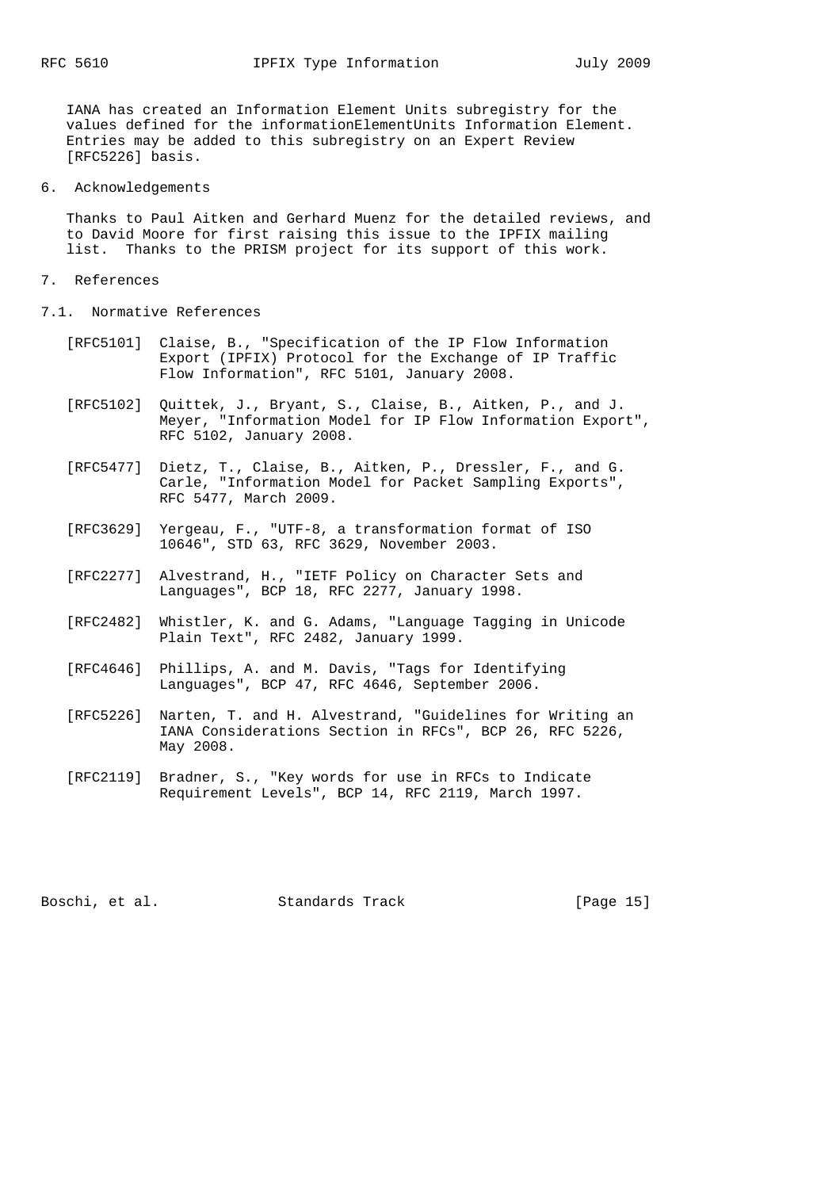IANA has created an Information Element Units subregistry for the values defined for the informationElementUnits Information Element. Entries may be added to this subregistry on an Expert Review [RFC5226] basis.

## 6. Acknowledgements

Thanks to Paul Aitken and Gerhard Muenz for the detailed reviews, and to David Moore for first raising this issue to the IPFIX mailing list. Thanks to the PRISM project for its support of this work.

## 7. References

### 7.1. Normative References

- [RFC5101] Claise, B., "Specification of the IP Flow Information Export (IPFIX) Protocol for the Exchange of IP Traffic Flow Information", RFC 5101, January 2008.

- [RFC5102] Quittek, J., Bryant, S., Claise, B., Aitken, P., and J. Meyer, "Information Model for IP Flow Information Export", RFC 5102, January 2008.

- [RFC5477] Dietz, T., Claise, B., Aitken, P., Dressler, F., and G. Carle, "Information Model for Packet Sampling Exports", RFC 5477, March 2009.

- [RFC3629] Yergeau, F., "UTF-8, a transformation format of ISO 10646", STD 63, RFC 3629, November 2003.

- [RFC2277] Alvestrand, H., "IETF Policy on Character Sets and Languages", BCP 18, RFC 2277, January 1998.

- [RFC2482] Whistler, K. and G. Adams, "Language Tagging in Unicode Plain Text", RFC 2482, January 1999.

- [RFC4646] Phillips, A. and M. Davis, "Tags for Identifying Languages", BCP 47, RFC 4646, September 2006.

- [RFC5226] Narten, T. and H. Alvestrand, "Guidelines for Writing an IANA Considerations Section in RFCs", BCP 26, RFC 5226, May 2008.

- [RFC2119] Bradner, S., "Key words for use in RFCs to Indicate Requirement Levels", BCP 14, RFC 2119, March 1997.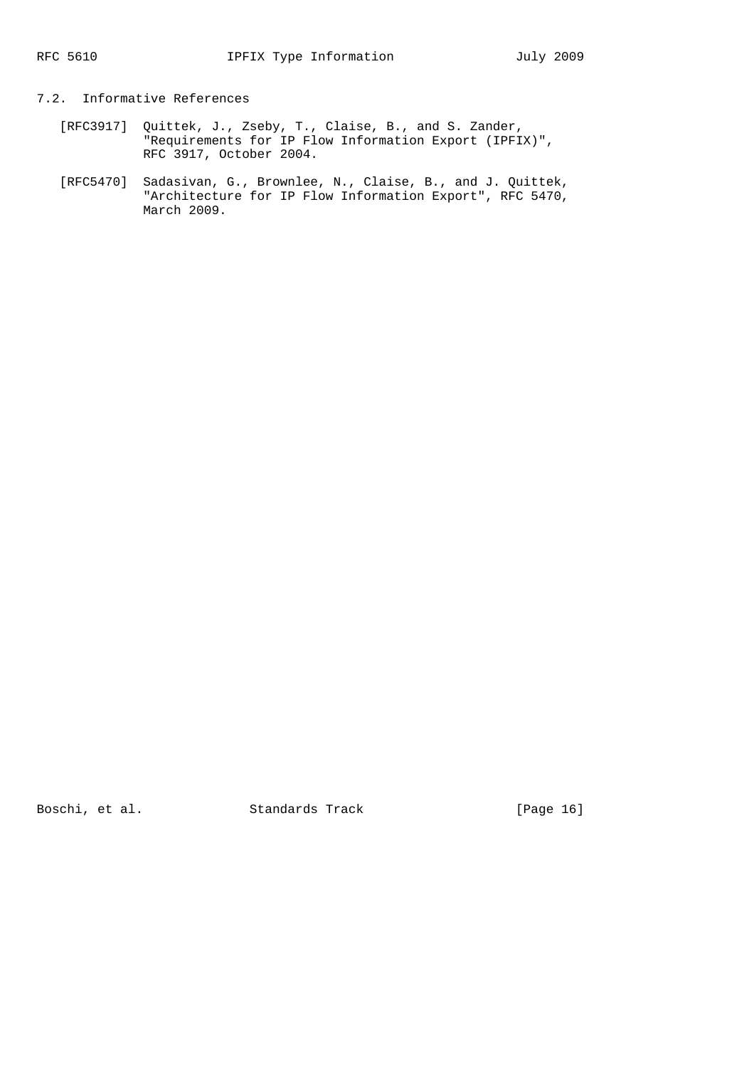## 7.2. Informative References

[RFC3917] Quittek, J., Zseby, T., Claise, B., and S. Zander, "Requirements for IP Flow Information Export (IPFIX)", RFC 3917, October 2004.

[RFC5470] Sadasivan, G., Brownlee, N., Claise, B., and J. Quittek, "Architecture for IP Flow Information Export", RFC 5470, March 2009.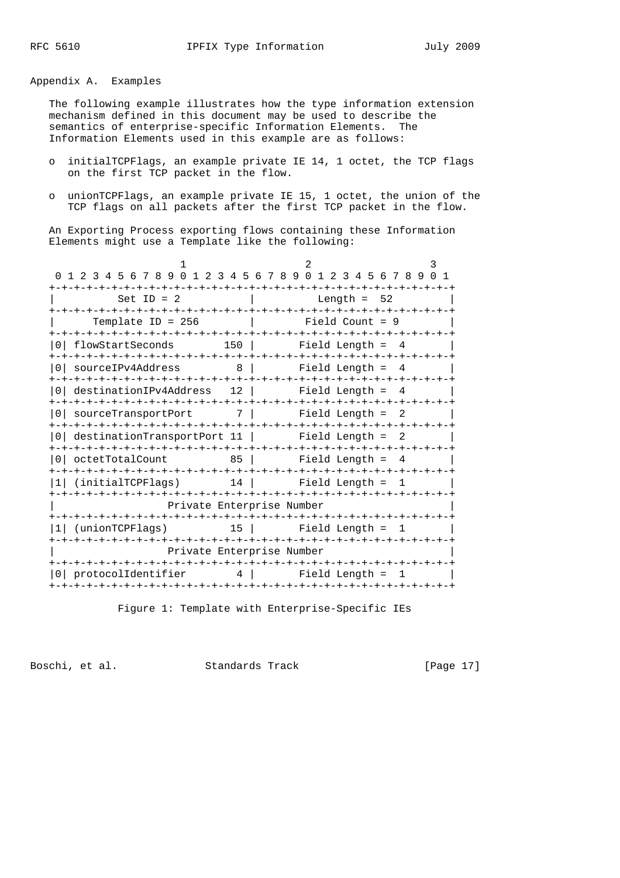# Appendix A. Examples

The following example illustrates how the type information extension mechanism defined in this document may be used to describe the semantics of enterprise-specific Information Elements. The Information Elements used in this example are as follows:

- initialTCPFlags, an example private IE 14, 1 octet, the TCP flags on the first TCP packet in the flow.
- unionTCPFlags, an example private IE 15, 1 octet, the union of the TCP flags on all packets after the first TCP packet in the flow.

An Exporting Process exporting flows containing these Information Elements might use a Template like the following:

```
                     1                   2                   3
 0 1 2 3 4 5 6 7 8 9 0 1 2 3 4 5 6 7 8 9 0 1 2 3 4 5 6 7 8 9 0 1
+-+-+-+-+-+-+-+-+-+-+-+-+-+-+-+-+-+-+-+-+-+-+-+-+-+-+-+-+-+-+-+-+
|          Set ID = 2           |          Length =  52         |
+-+-+-+-+-+-+-+-+-+-+-+-+-+-+-+-+-+-+-+-+-+-+-+-+-+-+-+-+-+-+-+-+
|      Template ID = 256        |        Field Count = 9        |
+-+-+-+-+-+-+-+-+-+-+-+-+-+-+-+-+-+-+-+-+-+-+-+-+-+-+-+-+-+-+-+-+
|0| flowStartSeconds        150 |       Field Length =  4       |
+-+-+-+-+-+-+-+-+-+-+-+-+-+-+-+-+-+-+-+-+-+-+-+-+-+-+-+-+-+-+-+-+
|0| sourceIPv4Address         8 |       Field Length =  4       |
+-+-+-+-+-+-+-+-+-+-+-+-+-+-+-+-+-+-+-+-+-+-+-+-+-+-+-+-+-+-+-+-+
|0| destinationIPv4Address   12 |       Field Length =  4       |
+-+-+-+-+-+-+-+-+-+-+-+-+-+-+-+-+-+-+-+-+-+-+-+-+-+-+-+-+-+-+-+-+
|0| sourceTransportPort       7 |       Field Length =  2       |
+-+-+-+-+-+-+-+-+-+-+-+-+-+-+-+-+-+-+-+-+-+-+-+-+-+-+-+-+-+-+-+-+
|0| destinationTransportPort 11 |       Field Length =  2       |
+-+-+-+-+-+-+-+-+-+-+-+-+-+-+-+-+-+-+-+-+-+-+-+-+-+-+-+-+-+-+-+-+
|0| octetTotalCount          85 |       Field Length =  4       |
+-+-+-+-+-+-+-+-+-+-+-+-+-+-+-+-+-+-+-+-+-+-+-+-+-+-+-+-+-+-+-+-+
|1| (initialTCPFlags)        14 |       Field Length =  1       |
+-+-+-+-+-+-+-+-+-+-+-+-+-+-+-+-+-+-+-+-+-+-+-+-+-+-+-+-+-+-+-+-+
|                   Private Enterprise Number                   |
+-+-+-+-+-+-+-+-+-+-+-+-+-+-+-+-+-+-+-+-+-+-+-+-+-+-+-+-+-+-+-+-+
|1| (unionTCPFlags)          15 |       Field Length =  1       |
+-+-+-+-+-+-+-+-+-+-+-+-+-+-+-+-+-+-+-+-+-+-+-+-+-+-+-+-+-+-+-+-+
|                   Private Enterprise Number                   |
+-+-+-+-+-+-+-+-+-+-+-+-+-+-+-+-+-+-+-+-+-+-+-+-+-+-+-+-+-+-+-+-+
|0| protocolIdentifier        4 |       Field Length =  1       |
+-+-+-+-+-+-+-+-+-+-+-+-+-+-+-+-+-+-+-+-+-+-+-+-+-+-+-+-+-+-+-+-+
```

Figure 1: Template with Enterprise-Specific IEs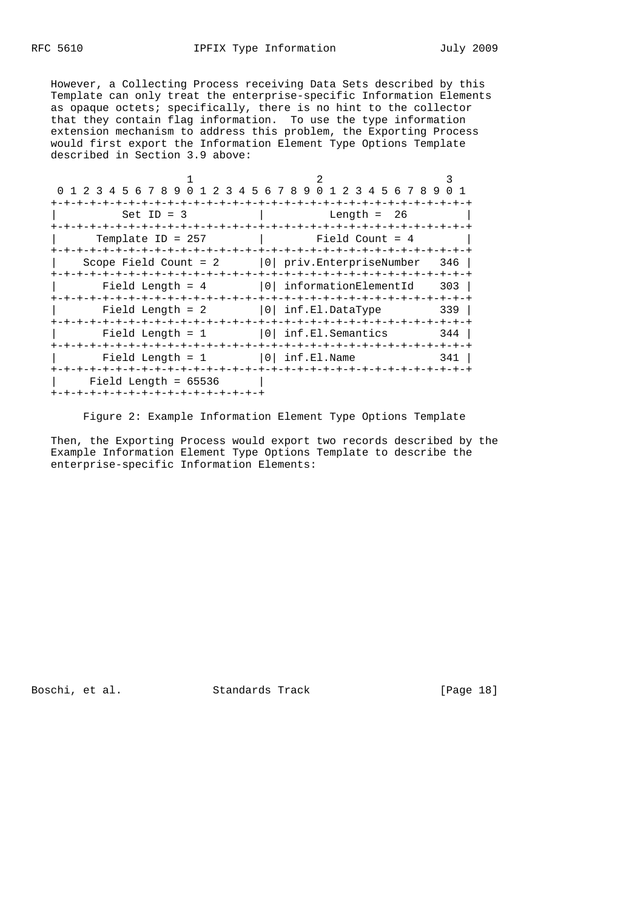However, a Collecting Process receiving Data Sets described by this Template can only treat the enterprise-specific Information Elements as opaque octets; specifically, there is no hint to the collector that they contain flag information. To use the type information extension mechanism to address this problem, the Exporting Process would first export the Information Element Type Options Template described in Section 3.9 above:

```
                     1                   2                   3
 0 1 2 3 4 5 6 7 8 9 0 1 2 3 4 5 6 7 8 9 0 1 2 3 4 5 6 7 8 9 0 1
+-+-+-+-+-+-+-+-+-+-+-+-+-+-+-+-+-+-+-+-+-+-+-+-+-+-+-+-+-+-+-+-+
|         Set ID = 3            |          Length =  26         |
+-+-+-+-+-+-+-+-+-+-+-+-+-+-+-+-+-+-+-+-+-+-+-+-+-+-+-+-+-+-+-+-+
|     Template ID = 257         |        Field Count = 4        |
+-+-+-+-+-+-+-+-+-+-+-+-+-+-+-+-+-+-+-+-+-+-+-+-+-+-+-+-+-+-+-+-+
|   Scope Field Count = 2       |0| priv.EnterpriseNumber   346 |
+-+-+-+-+-+-+-+-+-+-+-+-+-+-+-+-+-+-+-+-+-+-+-+-+-+-+-+-+-+-+-+-+
|      Field Length = 4         |0| informationElementId    303 |
+-+-+-+-+-+-+-+-+-+-+-+-+-+-+-+-+-+-+-+-+-+-+-+-+-+-+-+-+-+-+-+-+
|      Field Length = 2         |0| inf.El.DataType         339 |
+-+-+-+-+-+-+-+-+-+-+-+-+-+-+-+-+-+-+-+-+-+-+-+-+-+-+-+-+-+-+-+-+
|      Field Length = 1         |0| inf.El.Semantics        344 |
+-+-+-+-+-+-+-+-+-+-+-+-+-+-+-+-+-+-+-+-+-+-+-+-+-+-+-+-+-+-+-+-+
|      Field Length = 1         |0| inf.El.Name             341 |
+-+-+-+-+-+-+-+-+-+-+-+-+-+-+-+-+-+-+-+-+-+-+-+-+-+-+-+-+-+-+-+-+
|    Field Length = 65536       |
+-+-+-+-+-+-+-+-+-+-+-+-+-+-+-+-+
```

Figure 2: Example Information Element Type Options Template

Then, the Exporting Process would export two records described by the Example Information Element Type Options Template to describe the enterprise-specific Information Elements: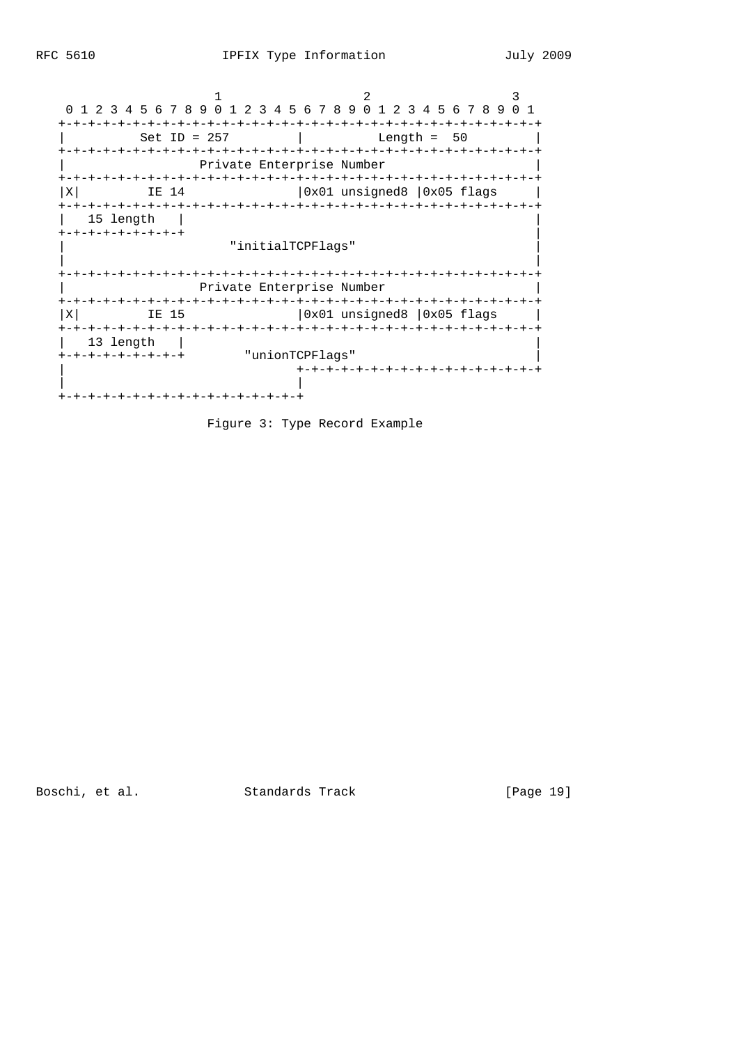```
                       1                   2                   3
   0 1 2 3 4 5 6 7 8 9 0 1 2 3 4 5 6 7 8 9 0 1 2 3 4 5 6 7 8 9 0 1
  +-+-+-+-+-+-+-+-+-+-+-+-+-+-+-+-+-+-+-+-+-+-+-+-+-+-+-+-+-+-+-+-+
  |          Set ID = 257         |          Length =  50         |
  +-+-+-+-+-+-+-+-+-+-+-+-+-+-+-+-+-+-+-+-+-+-+-+-+-+-+-+-+-+-+-+-+
  |                   Private Enterprise Number                   |
  +-+-+-+-+-+-+-+-+-+-+-+-+-+-+-+-+-+-+-+-+-+-+-+-+-+-+-+-+-+-+-+-+
  |X|         IE 14               |0x01 unsigned8 |0x05 flags     |
  +-+-+-+-+-+-+-+-+-+-+-+-+-+-+-+-+-+-+-+-+-+-+-+-+-+-+-+-+-+-+-+-+
  |   15 length   |                                               |
  +-+-+-+-+-+-+-+-+                                               |
  |                        "initialTCPFlags"                      |
  |                                                               |
  +-+-+-+-+-+-+-+-+-+-+-+-+-+-+-+-+-+-+-+-+-+-+-+-+-+-+-+-+-+-+-+-+
  |                   Private Enterprise Number                   |
  +-+-+-+-+-+-+-+-+-+-+-+-+-+-+-+-+-+-+-+-+-+-+-+-+-+-+-+-+-+-+-+-+
  |X|         IE 15               |0x01 unsigned8 |0x05 flags     |
  +-+-+-+-+-+-+-+-+-+-+-+-+-+-+-+-+-+-+-+-+-+-+-+-+-+-+-+-+-+-+-+-+
  |   13 length   |                                               |
  +-+-+-+-+-+-+-+-+        "unionTCPFlags"                        |
  |                               +-+-+-+-+-+-+-+-+-+-+-+-+-+-+-+-+
  |                               |
  +-+-+-+-+-+-+-+-+-+-+-+-+-+-+-+-+
```

Figure 3: Type Record Example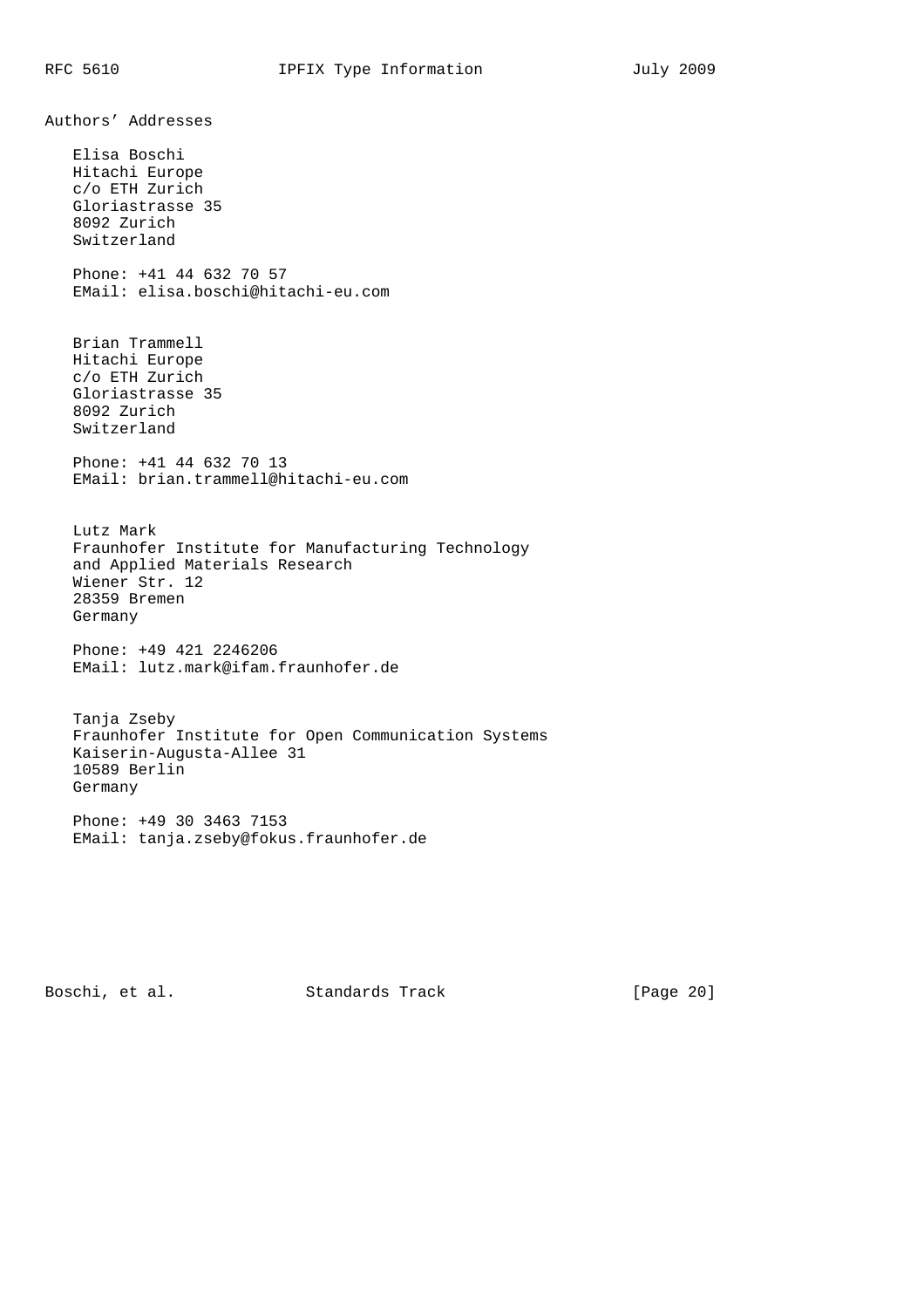# Authors' Addresses

Elisa Boschi
Hitachi Europe
c/o ETH Zurich
Gloriastrasse 35
8092 Zurich
Switzerland

Phone: +41 44 632 70 57
EMail: elisa.boschi@hitachi-eu.com

Brian Trammell
Hitachi Europe
c/o ETH Zurich
Gloriastrasse 35
8092 Zurich
Switzerland

Phone: +41 44 632 70 13
EMail: brian.trammell@hitachi-eu.com

Lutz Mark
Fraunhofer Institute for Manufacturing Technology
and Applied Materials Research
Wiener Str. 12
28359 Bremen
Germany

Phone: +49 421 2246206
EMail: lutz.mark@ifam.fraunhofer.de

Tanja Zseby
Fraunhofer Institute for Open Communication Systems
Kaiserin-Augusta-Allee 31
10589 Berlin
Germany

Phone: +49 30 3463 7153
EMail: tanja.zseby@fokus.fraunhofer.de